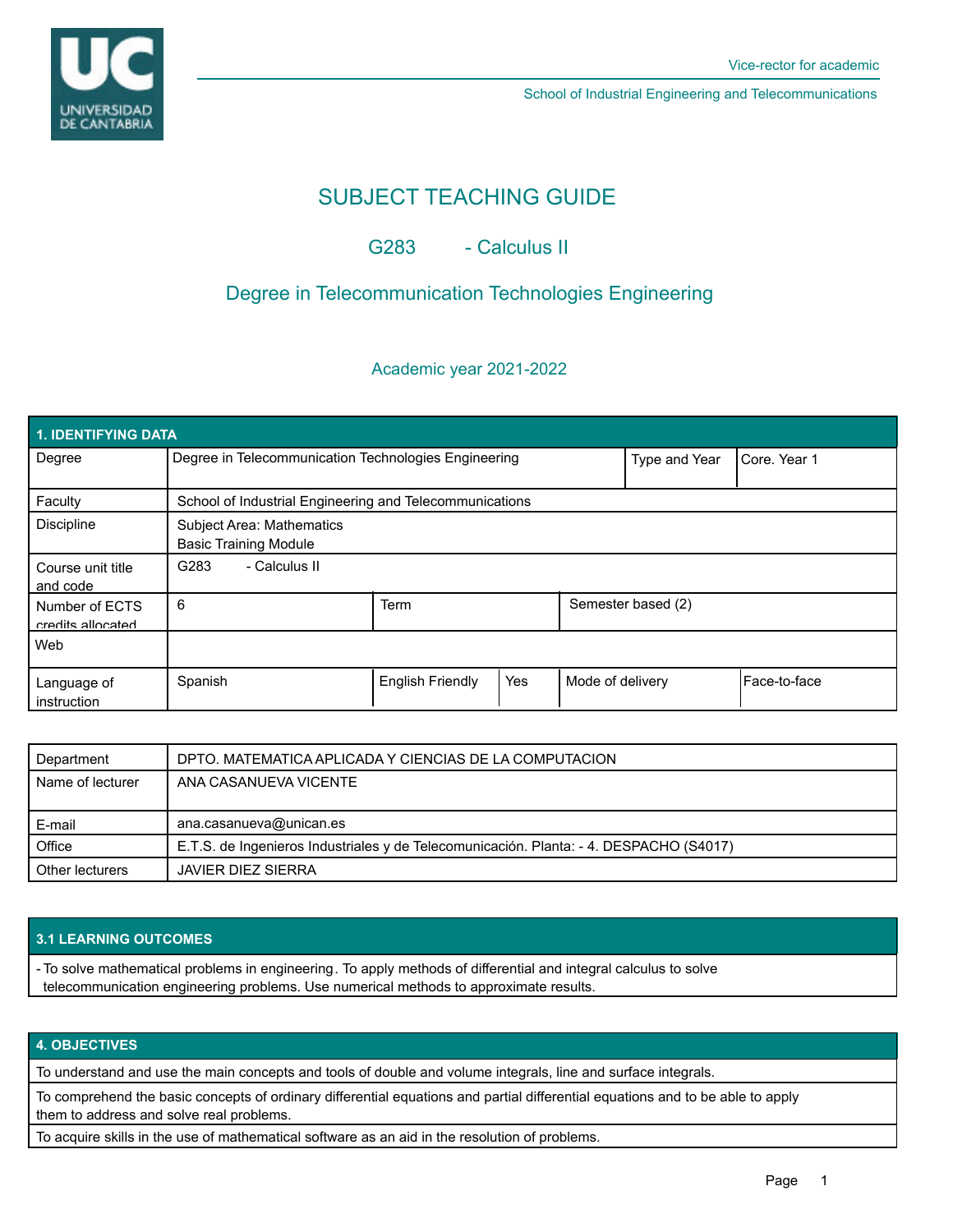Vice-rector for academic

School of Industrial Engineering and Telecommunications

# SUBJECT TEACHING GUIDE

## G283 - Calculus II

## Degree in Telecommunication Technologies Engineering

### Academic year 2021-2022

| 1. IDENTIFYING DATA | | | | | |
|---|---|---|---|---|---|
| Degree | Degree in Telecommunication Technologies Engineering | | | Type and Year | Core. Year 1 |
| Faculty | School of Industrial Engineering and Telecommunications | | | | |
| Discipline | Subject Area: Mathematics<br>Basic Training Module | | | | |
| Course unit title and code | G283 - Calculus II | | | | |
| Number of ECTS credits allocated | 6 | Term | | Semester based (2) | |
| Web | | | | | |
| Language of instruction | Spanish | English Friendly | Yes | Mode of delivery | Face-to-face |

| | |
|---|---|
| Department | DPTO. MATEMATICA APLICADA Y CIENCIAS DE LA COMPUTACION |
| Name of lecturer | ANA CASANUEVA VICENTE |
| E-mail | ana.casanueva@unican.es |
| Office | E.T.S. de Ingenieros Industriales y de Telecomunicación. Planta: - 4. DESPACHO (S4017) |
| Other lecturers | JAVIER DIEZ SIERRA |

| 3.1 LEARNING OUTCOMES |
|---|
| - To solve mathematical problems in engineering. To apply methods of differential and integral calculus to solve telecommunication engineering problems. Use numerical methods to approximate results. |

| 4. OBJECTIVES |
|---|
| To understand and use the main concepts and tools of double and volume integrals, line and surface integrals. |
| To comprehend the basic concepts of ordinary differential equations and partial differential equations and to be able to apply them to address and solve real problems. |
| To acquire skills in the use of mathematical software as an aid in the resolution of problems. |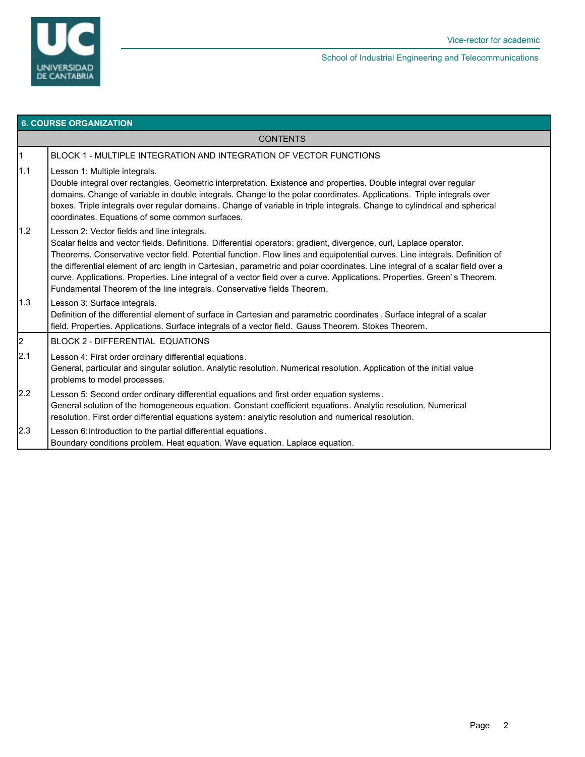## 6. COURSE ORGANIZATION

| CONTENTS | |
|---|---|
| 1 | BLOCK 1 - MULTIPLE INTEGRATION AND INTEGRATION OF VECTOR FUNCTIONS |
| 1.1 | Lesson 1: Multiple integrals. Double integral over rectangles. Geometric interpretation. Existence and properties. Double integral over regular domains. Change of variable in double integrals. Change to the polar coordinates. Applications. Triple integrals over boxes. Triple integrals over regular domains. Change of variable in triple integrals. Change to cylindrical and spherical coordinates. Equations of some common surfaces. |
| 1.2 | Lesson 2: Vector fields and line integrals. Scalar fields and vector fields. Definitions. Differential operators: gradient, divergence, curl, Laplace operator. Theorems. Conservative vector field. Potential function. Flow lines and equipotential curves. Line integrals. Definition of the differential element of arc length in Cartesian, parametric and polar coordinates. Line integral of a scalar field over a curve. Applications. Properties. Line integral of a vector field over a curve. Applications. Properties. Green' s Theorem. Fundamental Theorem of the line integrals. Conservative fields Theorem. |
| 1.3 | Lesson 3: Surface integrals. Definition of the differential element of surface in Cartesian and parametric coordinates. Surface integral of a scalar field. Properties. Applications. Surface integrals of a vector field. Gauss Theorem. Stokes Theorem. |
| 2 | BLOCK 2 - DIFFERENTIAL EQUATIONS |
| 2.1 | Lesson 4: First order ordinary differential equations. General, particular and singular solution. Analytic resolution. Numerical resolution. Application of the initial value problems to model processes. |
| 2.2 | Lesson 5: Second order ordinary differential equations and first order equation systems. General solution of the homogeneous equation. Constant coefficient equations. Analytic resolution. Numerical resolution. First order differential equations system: analytic resolution and numerical resolution. |
| 2.3 | Lesson 6:Introduction to the partial differential equations. Boundary conditions problem. Heat equation. Wave equation. Laplace equation. |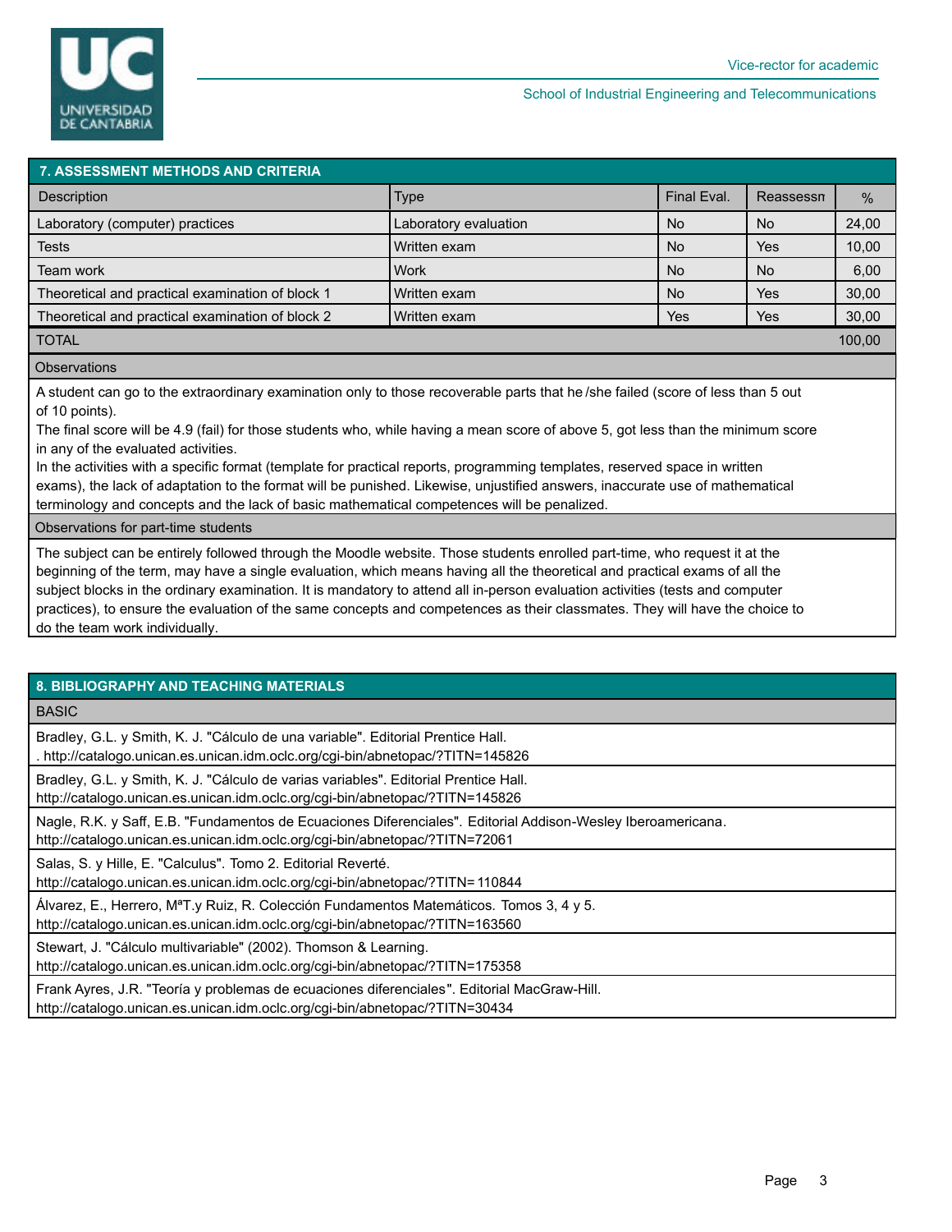## 7. ASSESSMENT METHODS AND CRITERIA

| Description | Type | Final Eval. | Reassessn | % |
|---|---|---|---|---|
| Laboratory (computer) practices | Laboratory evaluation | No | No | 24,00 |
| Tests | Written exam | No | Yes | 10,00 |
| Team work | Work | No | No | 6,00 |
| Theoretical and practical examination of block 1 | Written exam | No | Yes | 30,00 |
| Theoretical and practical examination of block 2 | Written exam | Yes | Yes | 30,00 |
| TOTAL | | | | 100,00 |

**Observations**

A student can go to the extraordinary examination only to those recoverable parts that he /she failed (score of less than 5 out of 10 points).
The final score will be 4.9 (fail) for those students who, while having a mean score of above 5, got less than the minimum score in any of the evaluated activities.
In the activities with a specific format (template for practical reports, programming templates, reserved space in written exams), the lack of adaptation to the format will be punished. Likewise, unjustified answers, inaccurate use of mathematical terminology and concepts and the lack of basic mathematical competences will be penalized.

**Observations for part-time students**

The subject can be entirely followed through the Moodle website. Those students enrolled part-time, who request it at the beginning of the term, may have a single evaluation, which means having all the theoretical and practical exams of all the subject blocks in the ordinary examination. It is mandatory to attend all in-person evaluation activities (tests and computer practices), to ensure the evaluation of the same concepts and competences as their classmates. They will have the choice to do the team work individually.

## 8. BIBLIOGRAPHY AND TEACHING MATERIALS

**BASIC**

Bradley, G.L. y Smith, K. J. "Cálculo de una variable". Editorial Prentice Hall.
. http://catalogo.unican.es.unican.idm.oclc.org/cgi-bin/abnetopac/?TITN=145826

Bradley, G.L. y Smith, K. J. "Cálculo de varias variables". Editorial Prentice Hall.
http://catalogo.unican.es.unican.idm.oclc.org/cgi-bin/abnetopac/?TITN=145826

Nagle, R.K. y Saff, E.B. "Fundamentos de Ecuaciones Diferenciales". Editorial Addison-Wesley Iberoamericana.
http://catalogo.unican.es.unican.idm.oclc.org/cgi-bin/abnetopac/?TITN=72061

Salas, S. y Hille, E. "Calculus". Tomo 2. Editorial Reverté.
http://catalogo.unican.es.unican.idm.oclc.org/cgi-bin/abnetopac/?TITN= 110844

Álvarez, E., Herrero, MªT.y Ruiz, R. Colección Fundamentos Matemáticos. Tomos 3, 4 y 5.
http://catalogo.unican.es.unican.idm.oclc.org/cgi-bin/abnetopac/?TITN=163560

Stewart, J. "Cálculo multivariable" (2002). Thomson & Learning.
http://catalogo.unican.es.unican.idm.oclc.org/cgi-bin/abnetopac/?TITN=175358

Frank Ayres, J.R. "Teoría y problemas de ecuaciones diferenciales". Editorial MacGraw-Hill.
http://catalogo.unican.es.unican.idm.oclc.org/cgi-bin/abnetopac/?TITN=30434